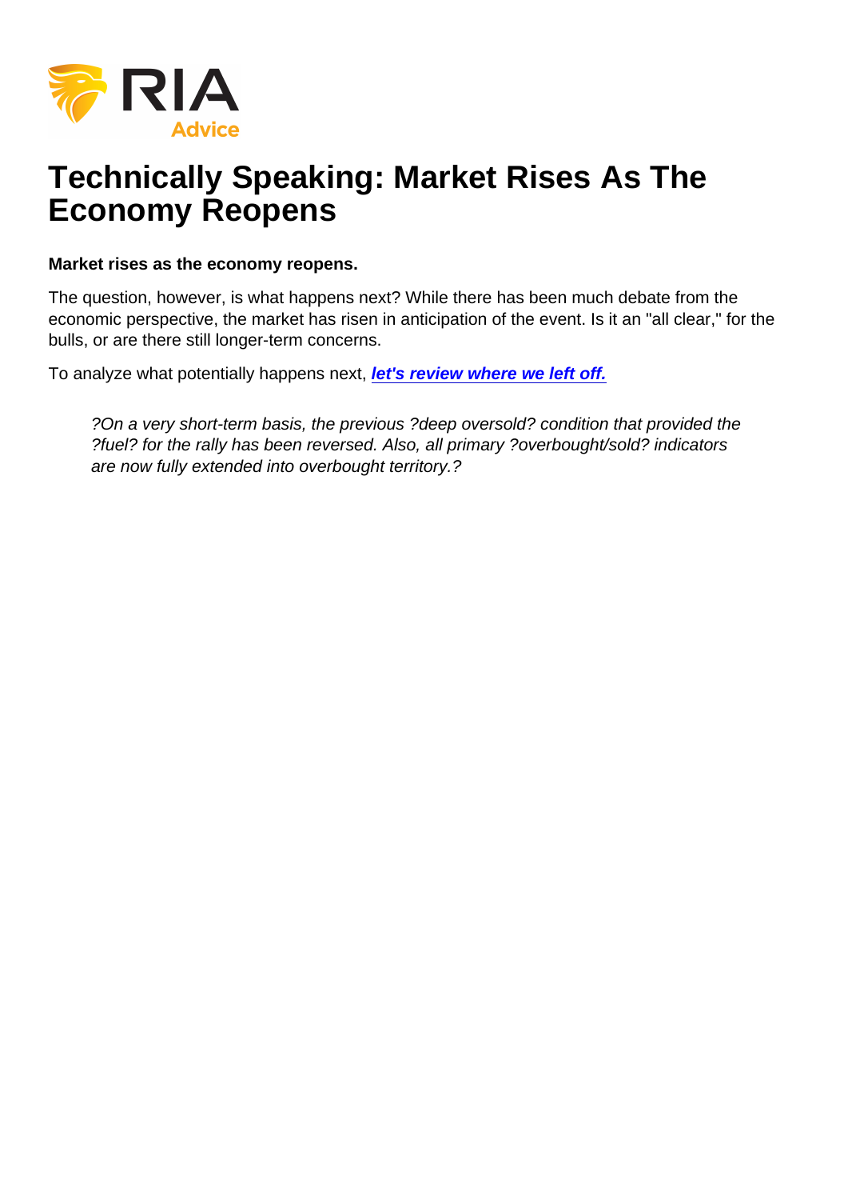# Technically Speaking: Market Rises As The Economy Reopens

**Market rises as the economy reopens.**

The question, however, is what happens next? While there has been much debate from the economic perspective, the market has risen in anticipation of the event. Is it an "all clear," for the bulls, or are there still longer-term concerns.

To analyze what potentially happens next, [***let's review where we left off.***]()

> *?On a very short-term basis, the previous ?deep oversold? condition that provided the ?fuel? for the rally has been reversed. Also, all primary ?overbought/sold? indicators are now fully extended into overbought territory.?*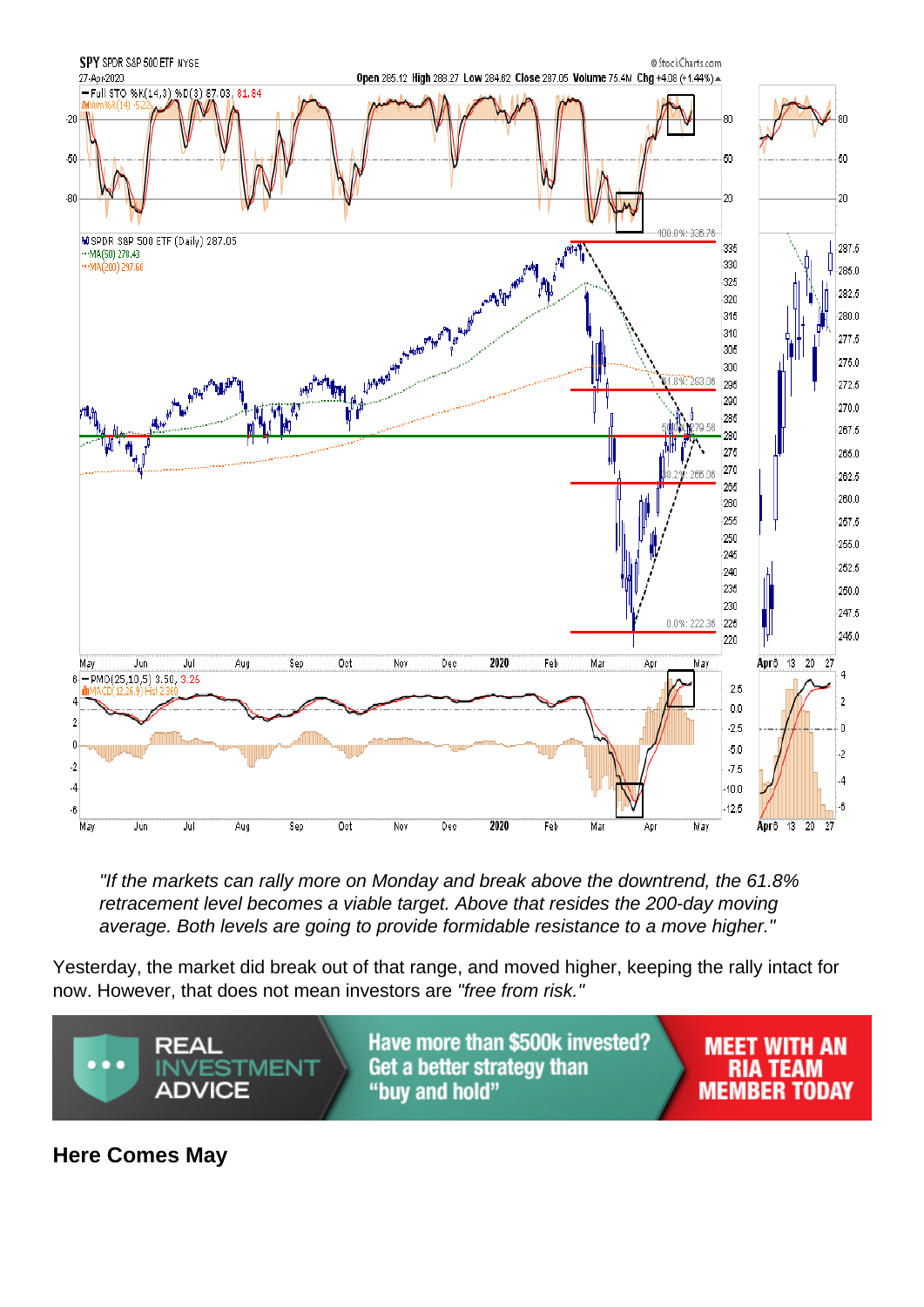*"If the markets can rally more on Monday and break above the downtrend, the 61.8% retracement level becomes a viable target. Above that resides the 200-day moving average. Both levels are going to provide formidable resistance to a move higher."*

Yesterday, the market did break out of that range, and moved higher, keeping the rally intact for now. However, that does not mean investors are *"free from risk."*

**Here Comes May**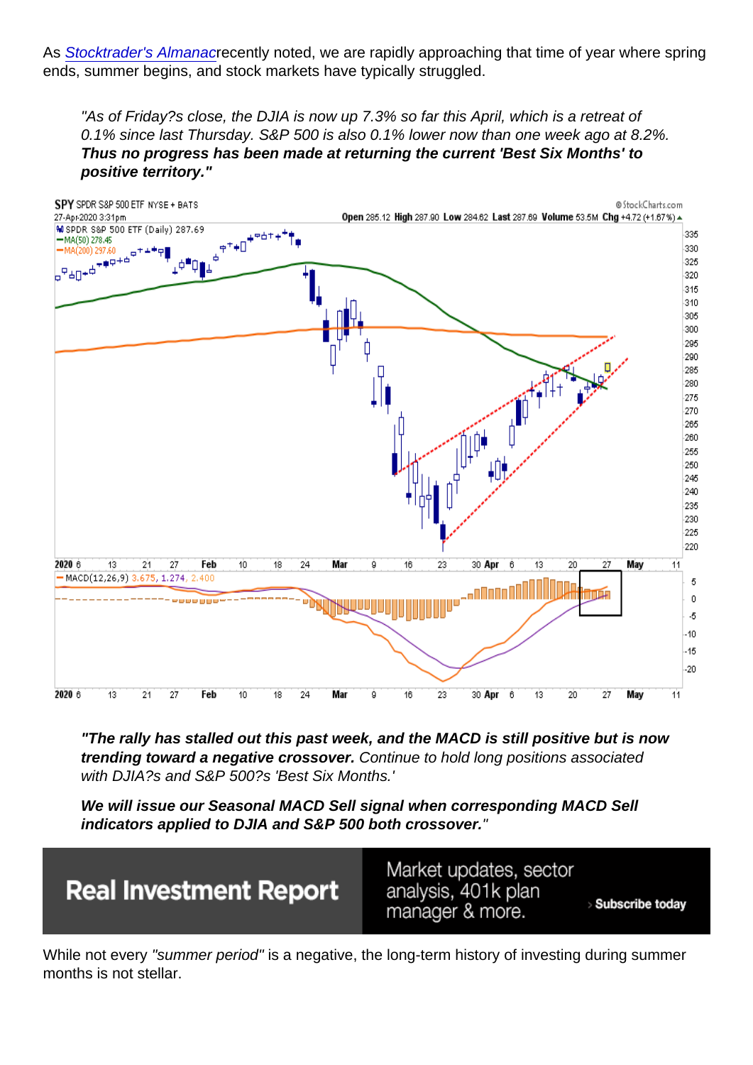As [Stocktrader's Almanac](#)recently noted, we are rapidly approaching that time of year where spring ends, summer begins, and stock markets have typically struggled.

> "As of Friday?s close, the DJIA is now up 7.3% so far this April, which is a retreat of 0.1% since last Thursday. S&P 500 is also 0.1% lower now than one week ago at 8.2%. **Thus no progress has been made at returning the current 'Best Six Months' to positive territory."**

> **"The rally has stalled out this past week, and the MACD is still positive but is now trending toward a negative crossover.** *Continue to hold long positions associated with DJIA?s and S&P 500?s 'Best Six Months.'*
>
> ***We will issue our Seasonal MACD Sell signal when corresponding MACD Sell indicators applied to DJIA and S&P 500 both crossover.***"

**Real Investment Report** — Market updates, sector analysis, 401k plan manager & more. › Subscribe today

While not every *"summer period"* is a negative, the long-term history of investing during summer months is not stellar.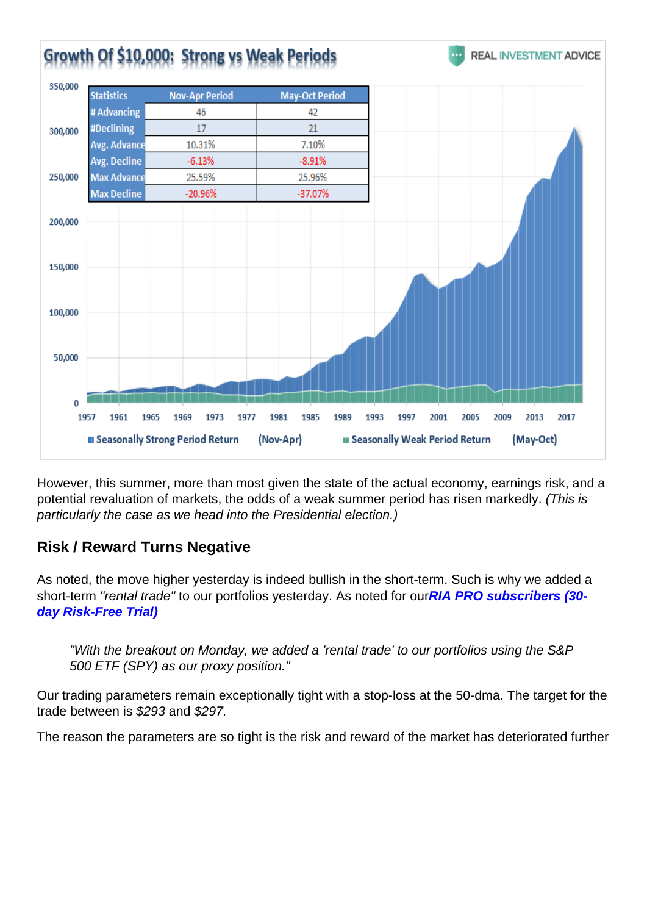**Growth Of $10,000: Strong vs Weak Periods**

| Statistics | Nov-Apr Period | May-Oct Period |
| --- | --- | --- |
| # Advancing | 46 | 42 |
| #Declining | 17 | 21 |
| Avg. Advance | 10.31% | 7.10% |
| Avg. Decline | -6.13% | -8.91% |
| Max Advance | 25.59% | 25.96% |
| Max Decline | -20.96% | -37.07% |

Seasonally Strong Period Return (Nov-Apr) | Seasonally Weak Period Return (May-Oct)

However, this summer, more than most given the state of the actual economy, earnings risk, and a potential revaluation of markets, the odds of a weak summer period has risen markedly. *(This is particularly the case as we head into the Presidential election.)*

## Risk / Reward Turns Negative

As noted, the move higher yesterday is indeed bullish in the short-term. Such is why we added a short-term *"rental trade"* to our portfolios yesterday. As noted for our***RIA PRO subscribers (30-day Risk-Free Trial)***

> *"With the breakout on Monday, we added a 'rental trade' to our portfolios using the S&P 500 ETF (SPY) as our proxy position."*

Our trading parameters remain exceptionally tight with a stop-loss at the 50-dma. The target for the trade between is *$293* and *$297.*

The reason the parameters are so tight is the risk and reward of the market has deteriorated further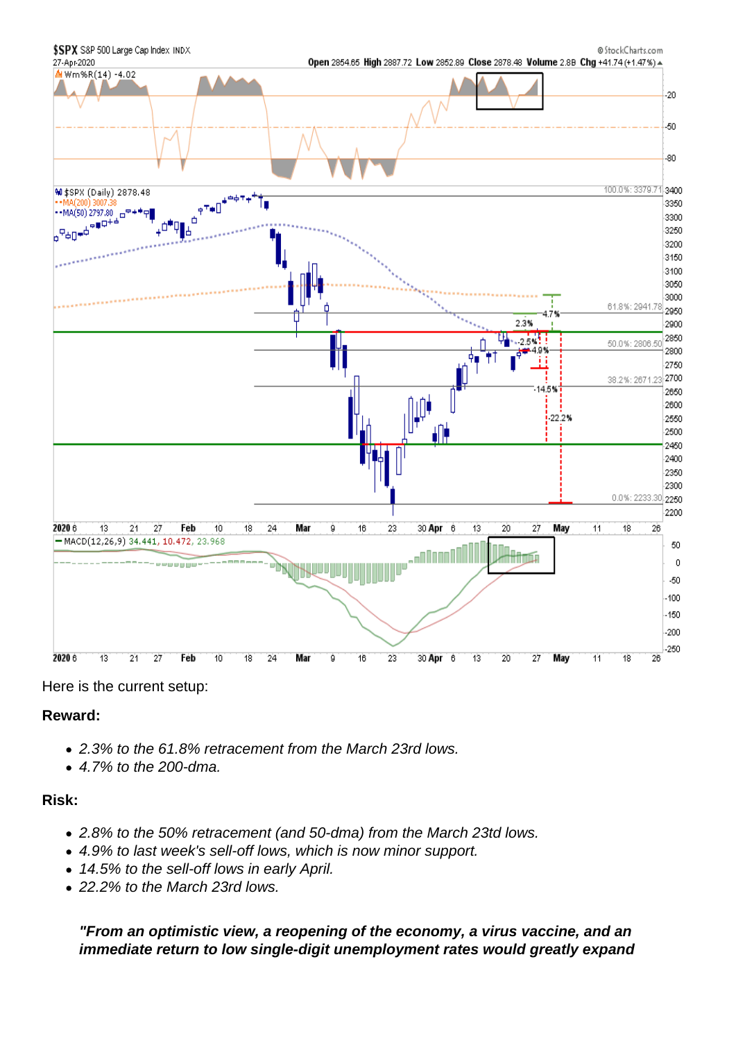Here is the current setup:

**Reward:**

- *2.3% to the 61.8% retracement from the March 23rd lows.*
- *4.7% to the 200-dma.*

**Risk:**

- *2.8% to the 50% retracement (and 50-dma) from the March 23td lows.*
- *4.9% to last week's sell-off lows, which is now minor support.*
- *14.5% to the sell-off lows in early April.*
- *22.2% to the March 23rd lows.*

***"From an optimistic view, a reopening of the economy, a virus vaccine, and an immediate return to low single-digit unemployment rates would greatly expand***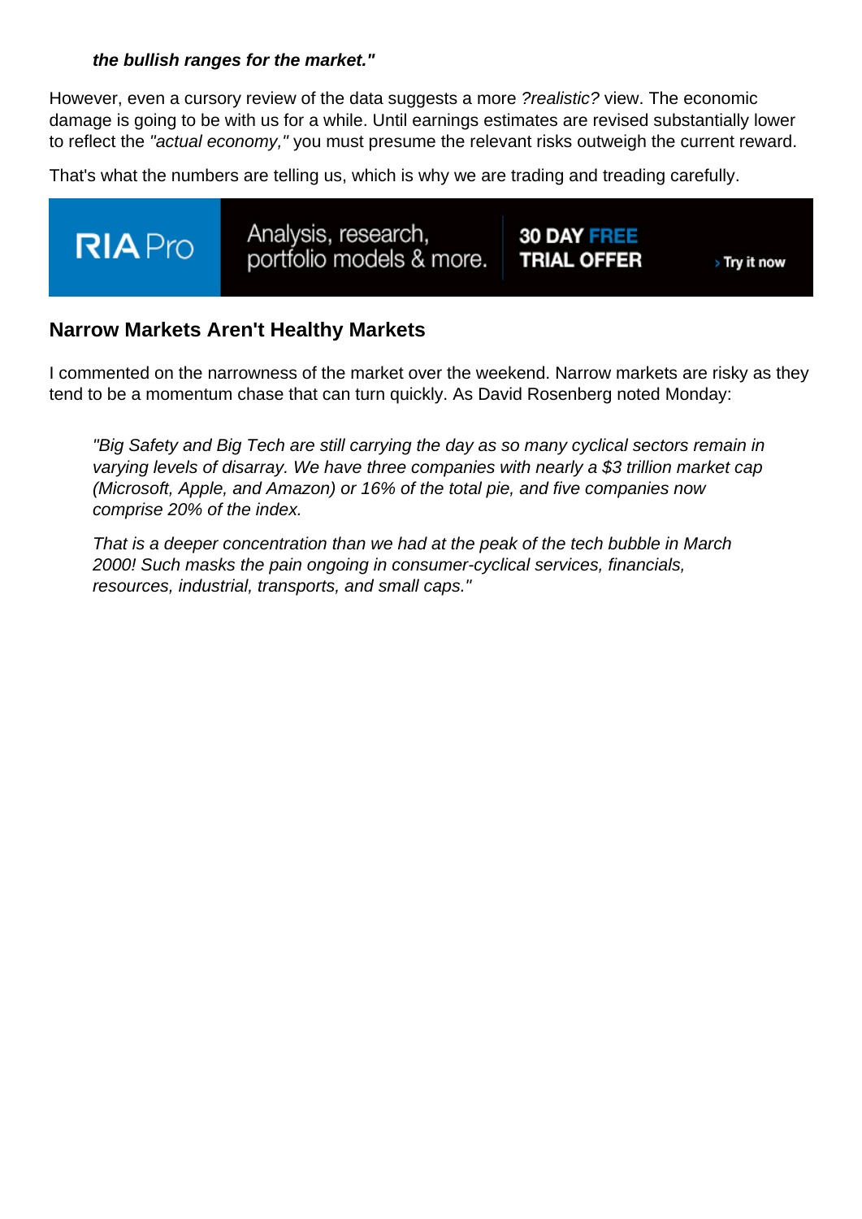***the bullish ranges for the market."***

However, even a cursory review of the data suggests a more *?realistic?* view. The economic damage is going to be with us for a while. Until earnings estimates are revised substantially lower to reflect the *"actual economy,"* you must presume the relevant risks outweigh the current reward.

That's what the numbers are telling us, which is why we are trading and treading carefully.

RIA Pro Analysis, research, portfolio models & more. 30 DAY FREE TRIAL OFFER › Try it now

### Narrow Markets Aren't Healthy Markets

I commented on the narrowness of the market over the weekend. Narrow markets are risky as they tend to be a momentum chase that can turn quickly. As David Rosenberg noted Monday:

> *"Big Safety and Big Tech are still carrying the day as so many cyclical sectors remain in varying levels of disarray. We have three companies with nearly a $3 trillion market cap (Microsoft, Apple, and Amazon) or 16% of the total pie, and five companies now comprise 20% of the index.*
>
> *That is a deeper concentration than we had at the peak of the tech bubble in March 2000! Such masks the pain ongoing in consumer-cyclical services, financials, resources, industrial, transports, and small caps."*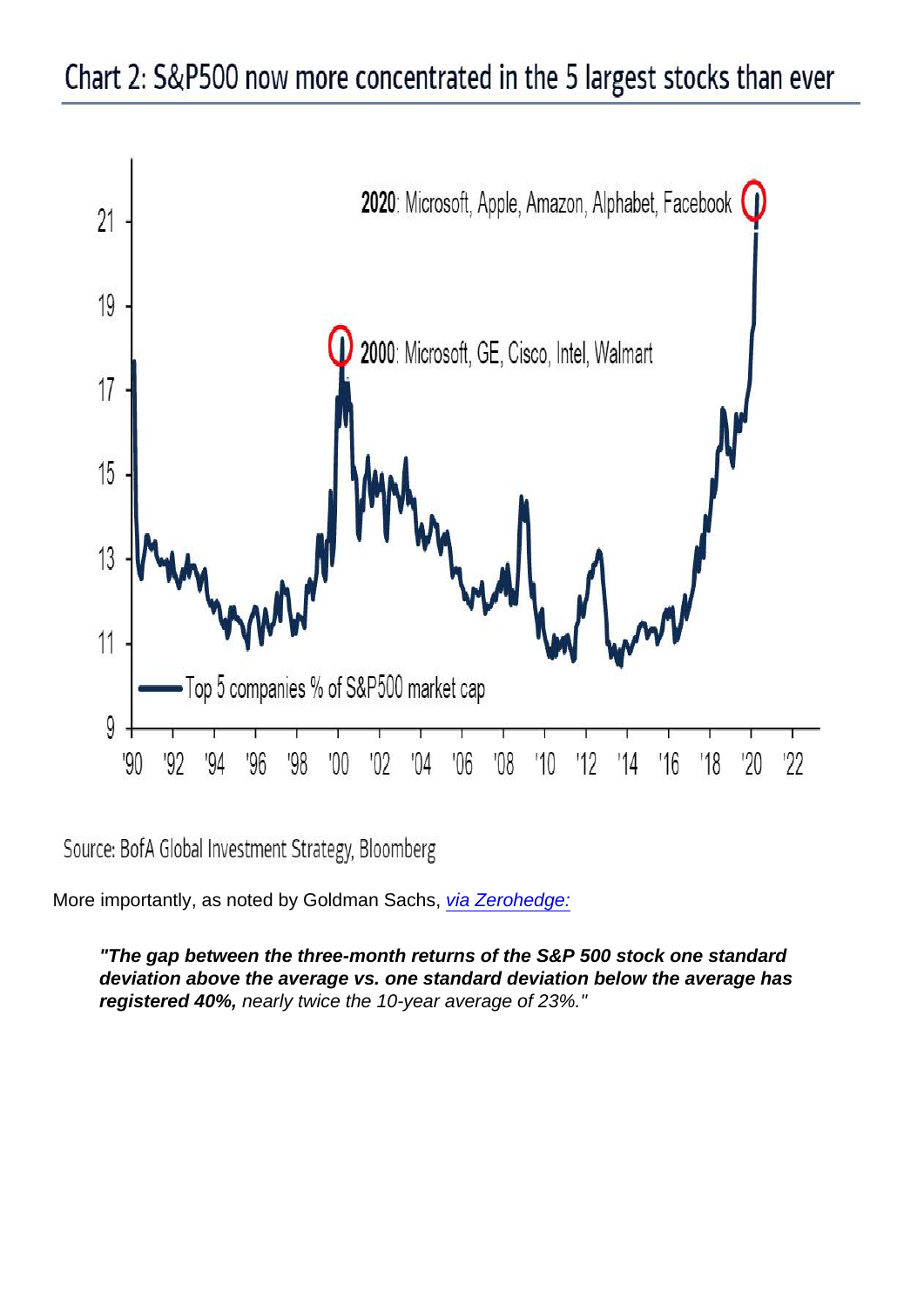Chart 2: S&P500 now more concentrated in the 5 largest stocks than ever

2020: Microsoft, Apple, Amazon, Alphabet, Facebook

2000: Microsoft, GE, Cisco, Intel, Walmart

Top 5 companies % of S&P500 market cap

Source: BofA Global Investment Strategy, Bloomberg

More importantly, as noted by Goldman Sachs, [via Zerohedge:]

> ***"The gap between the three-month returns of the S&P 500 stock one standard deviation above the average vs. one standard deviation below the average has registered 40%,*** *nearly twice the 10-year average of 23%."*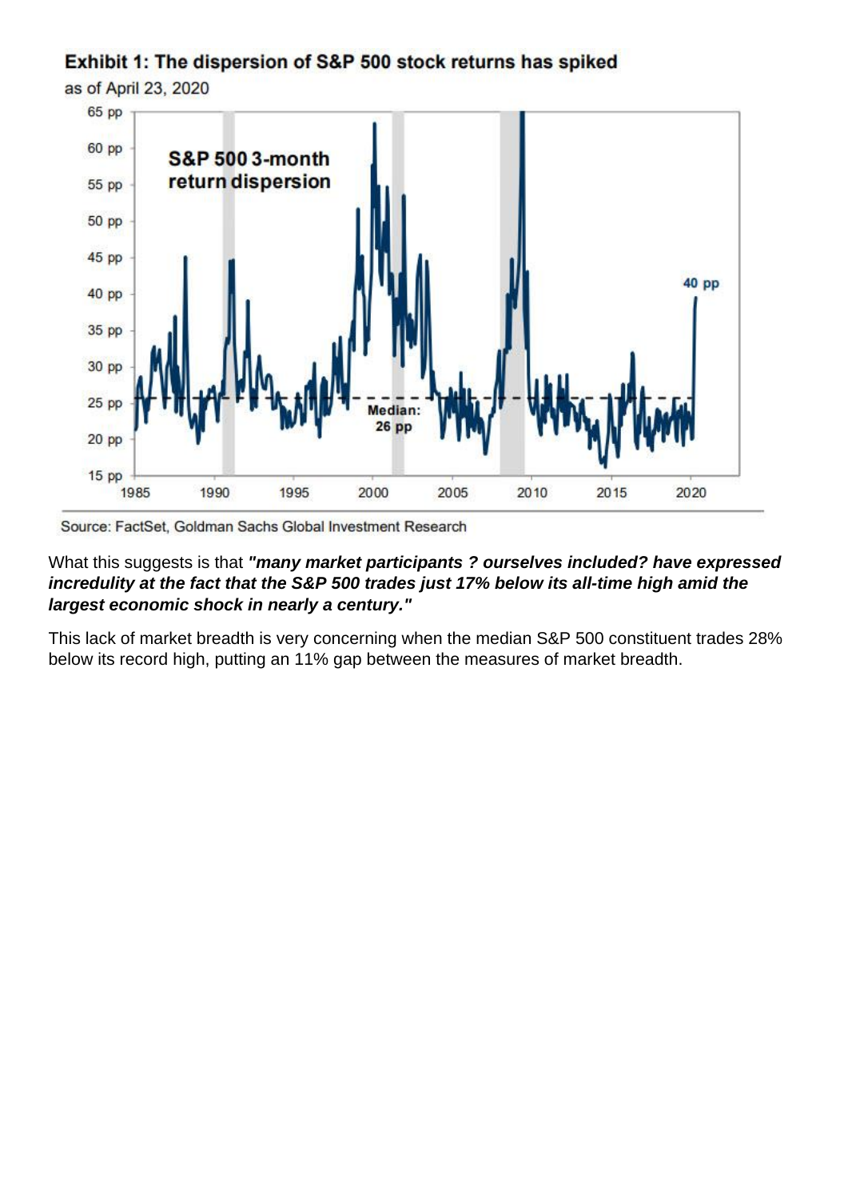**Exhibit 1: The dispersion of S&P 500 stock returns has spiked**

as of April 23, 2020

Source: FactSet, Goldman Sachs Global Investment Research

What this suggests is that ***"many market participants ? ourselves included? have expressed incredulity at the fact that the S&P 500 trades just 17% below its all-time high amid the largest economic shock in nearly a century."***

This lack of market breadth is very concerning when the median S&P 500 constituent trades 28% below its record high, putting an 11% gap between the measures of market breadth.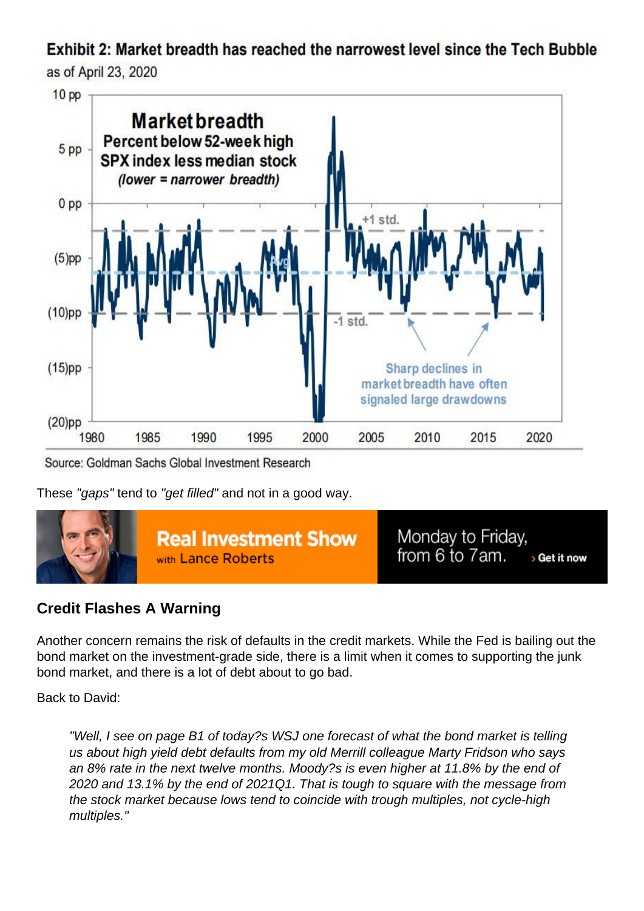**Exhibit 2: Market breadth has reached the narrowest level since the Tech Bubble**

as of April 23, 2020

Source: Goldman Sachs Global Investment Research

These *"gaps"* tend to *"get filled"* and not in a good way.

## Credit Flashes A Warning

Another concern remains the risk of defaults in the credit markets. While the Fed is bailing out the bond market on the investment-grade side, there is a limit when it comes to supporting the junk bond market, and there is a lot of debt about to go bad.

Back to David:

> *"Well, I see on page B1 of today?s WSJ one forecast of what the bond market is telling us about high yield debt defaults from my old Merrill colleague Marty Fridson who says an 8% rate in the next twelve months. Moody?s is even higher at 11.8% by the end of 2020 and 13.1% by the end of 2021Q1. That is tough to square with the message from the stock market because lows tend to coincide with trough multiples, not cycle-high multiples."*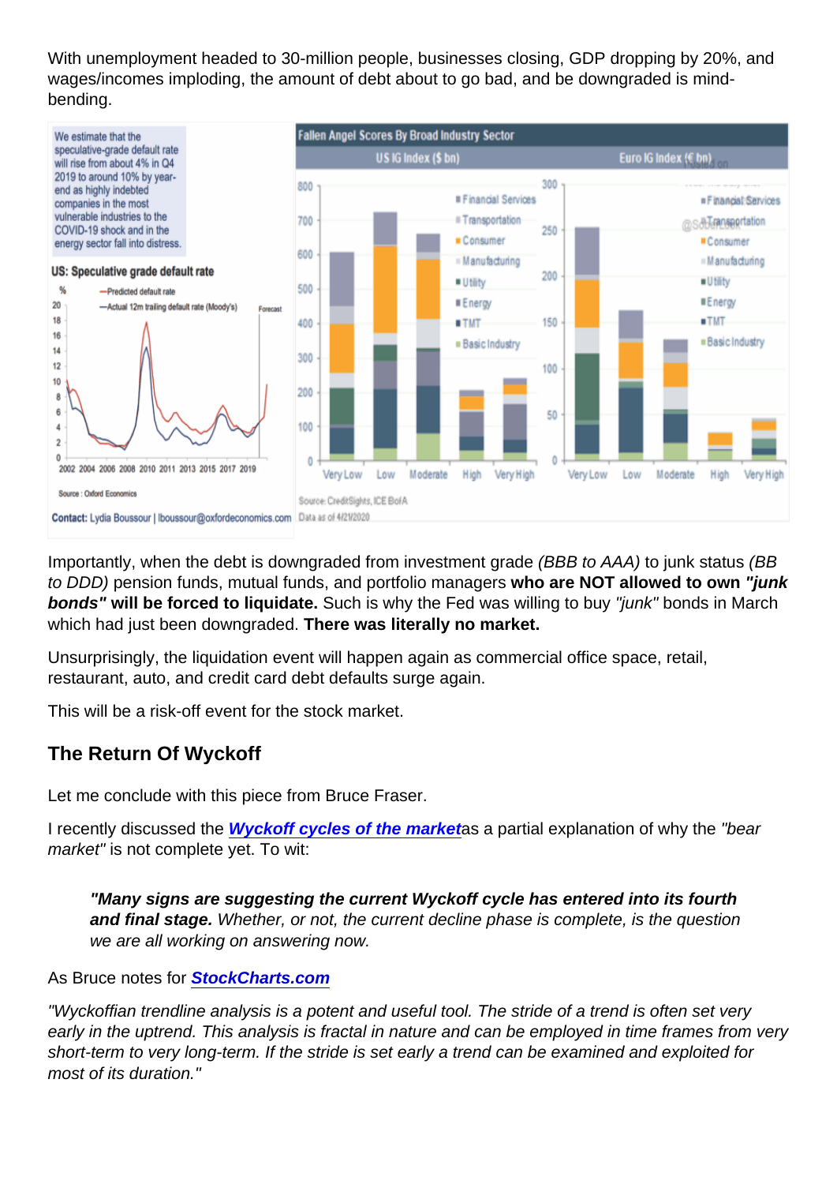With unemployment headed to 30-million people, businesses closing, GDP dropping by 20%, and wages/incomes imploding, the amount of debt about to go bad, and be downgraded is mind-bending.

Importantly, when the debt is downgraded from investment grade *(BBB to AAA)* to junk status *(BB to DDD)* pension funds, mutual funds, and portfolio managers **who are NOT allowed to own *"junk bonds"* will be forced to liquidate.** Such is why the Fed was willing to buy *"junk"* bonds in March which had just been downgraded. **There was literally no market.**

Unsurprisingly, the liquidation event will happen again as commercial office space, retail, restaurant, auto, and credit card debt defaults surge again.

This will be a risk-off event for the stock market.

## The Return Of Wyckoff

Let me conclude with this piece from Bruce Fraser.

I recently discussed the ***Wyckoff cycles of the market*** as a partial explanation of why the *"bear market"* is not complete yet. To wit:

> ***"Many signs are suggesting the current Wyckoff cycle has entered into its fourth and final stage.*** *Whether, or not, the current decline phase is complete, is the question we are all working on answering now.*

As Bruce notes for ***StockCharts.com***

*"Wyckoffian trendline analysis is a potent and useful tool. The stride of a trend is often set very early in the uptrend. This analysis is fractal in nature and can be employed in time frames from very short-term to very long-term. If the stride is set early a trend can be examined and exploited for most of its duration."*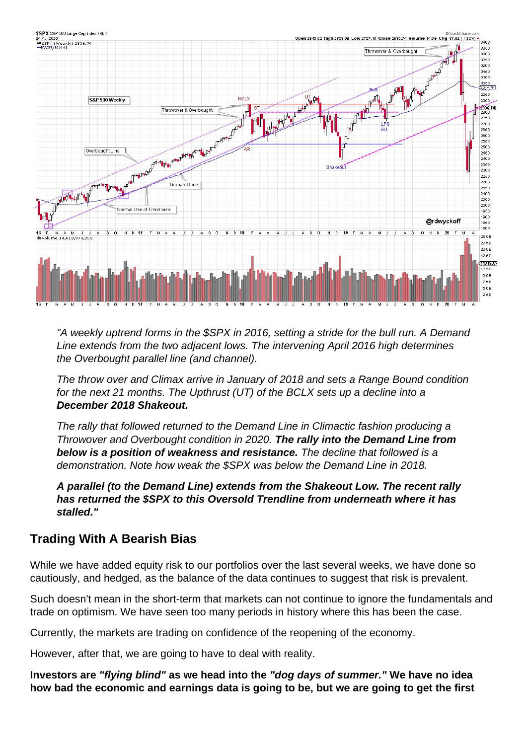*"A weekly uptrend forms in the $SPX in 2016, setting a stride for the bull run. A Demand Line extends from the two adjacent lows. The intervening April 2016 high determines the Overbought parallel line (and channel).*

*The throw over and Climax arrive in January of 2018 and sets a Range Bound condition for the next 21 months. The Upthrust (UT) of the BCLX sets up a decline into a* ***December 2018 Shakeout.***

*The rally that followed returned to the Demand Line in Climactic fashion producing a Throwover and Overbought condition in 2020.* ***The rally into the Demand Line from below is a position of weakness and resistance.*** *The decline that followed is a demonstration. Note how weak the $SPX was below the Demand Line in 2018.*

***A parallel (to the Demand Line) extends from the Shakeout Low. The recent rally has returned the $SPX to this Oversold Trendline from underneath where it has stalled."***

## Trading With A Bearish Bias

While we have added equity risk to our portfolios over the last several weeks, we have done so cautiously, and hedged, as the balance of the data continues to suggest that risk is prevalent.

Such doesn't mean in the short-term that markets can not continue to ignore the fundamentals and trade on optimism. We have seen too many periods in history where this has been the case.

Currently, the markets are trading on confidence of the reopening of the economy.

However, after that, we are going to have to deal with reality.

**Investors are *"flying blind"* as we head into the *"dog days of summer."* We have no idea how bad the economic and earnings data is going to be, but we are going to get the first**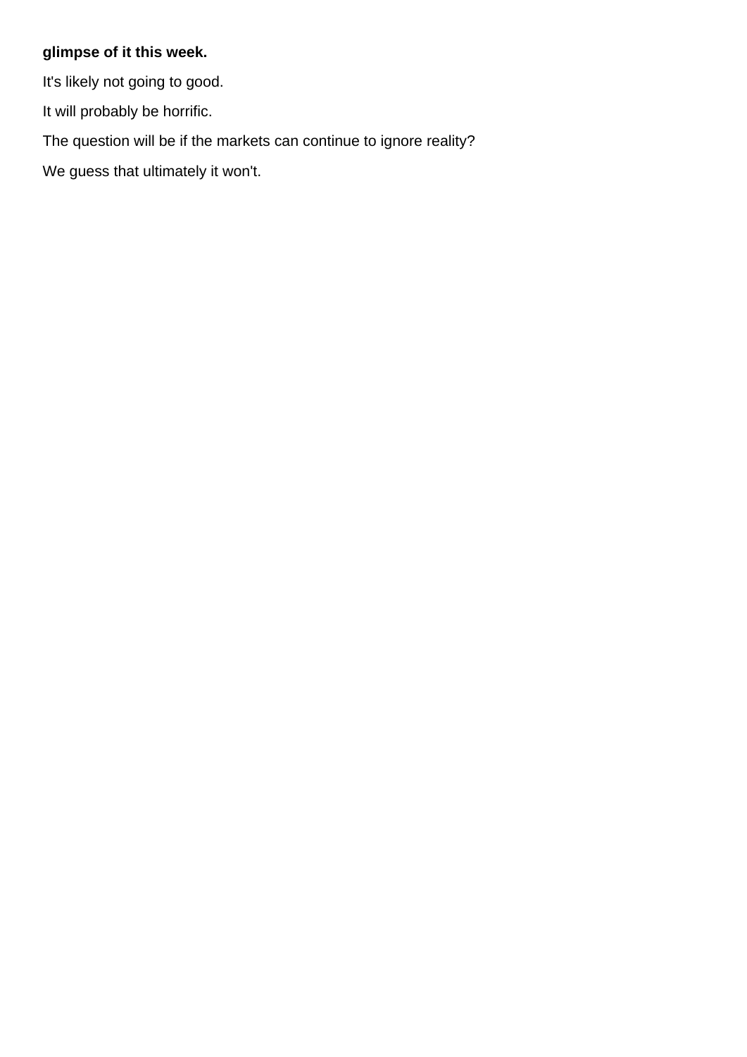**glimpse of it this week.**

It's likely not going to good.

It will probably be horrific.

The question will be if the markets can continue to ignore reality?

We guess that ultimately it won't.